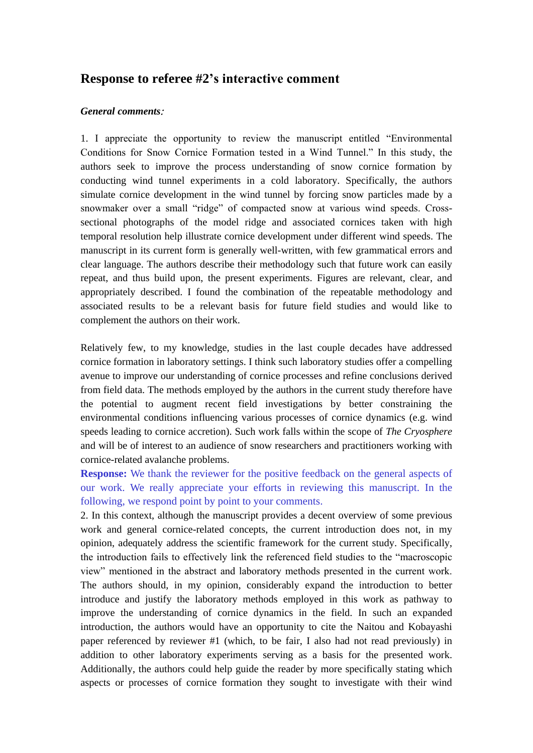# Response to referee #2's interactive comment

***General comments:***

1. I appreciate the opportunity to review the manuscript entitled "Environmental Conditions for Snow Cornice Formation tested in a Wind Tunnel." In this study, the authors seek to improve the process understanding of snow cornice formation by conducting wind tunnel experiments in a cold laboratory. Specifically, the authors simulate cornice development in the wind tunnel by forcing snow particles made by a snowmaker over a small "ridge" of compacted snow at various wind speeds. Cross-sectional photographs of the model ridge and associated cornices taken with high temporal resolution help illustrate cornice development under different wind speeds. The manuscript in its current form is generally well-written, with few grammatical errors and clear language. The authors describe their methodology such that future work can easily repeat, and thus build upon, the present experiments. Figures are relevant, clear, and appropriately described. I found the combination of the repeatable methodology and associated results to be a relevant basis for future field studies and would like to complement the authors on their work.

Relatively few, to my knowledge, studies in the last couple decades have addressed cornice formation in laboratory settings. I think such laboratory studies offer a compelling avenue to improve our understanding of cornice processes and refine conclusions derived from field data. The methods employed by the authors in the current study therefore have the potential to augment recent field investigations by better constraining the environmental conditions influencing various processes of cornice dynamics (e.g. wind speeds leading to cornice accretion). Such work falls within the scope of *The Cryosphere* and will be of interest to an audience of snow researchers and practitioners working with cornice-related avalanche problems.

**Response:** We thank the reviewer for the positive feedback on the general aspects of our work. We really appreciate your efforts in reviewing this manuscript. In the following, we respond point by point to your comments.

2. In this context, although the manuscript provides a decent overview of some previous work and general cornice-related concepts, the current introduction does not, in my opinion, adequately address the scientific framework for the current study. Specifically, the introduction fails to effectively link the referenced field studies to the "macroscopic view" mentioned in the abstract and laboratory methods presented in the current work. The authors should, in my opinion, considerably expand the introduction to better introduce and justify the laboratory methods employed in this work as pathway to improve the understanding of cornice dynamics in the field. In such an expanded introduction, the authors would have an opportunity to cite the Naitou and Kobayashi paper referenced by reviewer #1 (which, to be fair, I also had not read previously) in addition to other laboratory experiments serving as a basis for the presented work. Additionally, the authors could help guide the reader by more specifically stating which aspects or processes of cornice formation they sought to investigate with their wind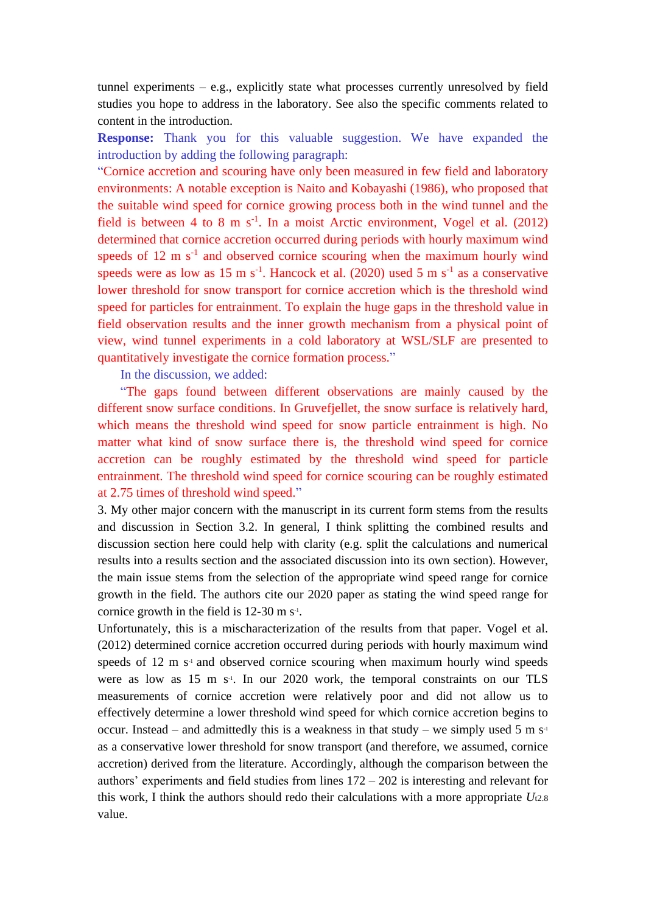tunnel experiments – e.g., explicitly state what processes currently unresolved by field studies you hope to address in the laboratory. See also the specific comments related to content in the introduction.

**Response:** Thank you for this valuable suggestion. We have expanded the introduction by adding the following paragraph:

"Cornice accretion and scouring have only been measured in few field and laboratory environments: A notable exception is Naito and Kobayashi (1986), who proposed that the suitable wind speed for cornice growing process both in the wind tunnel and the field is between 4 to 8 m $s^{-1}$. In a moist Arctic environment, Vogel et al. (2012) determined that cornice accretion occurred during periods with hourly maximum wind speeds of 12 m $s^{-1}$ and observed cornice scouring when the maximum hourly wind speeds were as low as 15 m $s^{-1}$. Hancock et al. (2020) used 5 m $s^{-1}$ as a conservative lower threshold for snow transport for cornice accretion which is the threshold wind speed for particles for entrainment. To explain the huge gaps in the threshold value in field observation results and the inner growth mechanism from a physical point of view, wind tunnel experiments in a cold laboratory at WSL/SLF are presented to quantitatively investigate the cornice formation process."

In the discussion, we added:

"The gaps found between different observations are mainly caused by the different snow surface conditions. In Gruvefjellet, the snow surface is relatively hard, which means the threshold wind speed for snow particle entrainment is high. No matter what kind of snow surface there is, the threshold wind speed for cornice accretion can be roughly estimated by the threshold wind speed for particle entrainment. The threshold wind speed for cornice scouring can be roughly estimated at 2.75 times of threshold wind speed."

3. My other major concern with the manuscript in its current form stems from the results and discussion in Section 3.2. In general, I think splitting the combined results and discussion section here could help with clarity (e.g. split the calculations and numerical results into a results section and the associated discussion into its own section). However, the main issue stems from the selection of the appropriate wind speed range for cornice growth in the field. The authors cite our 2020 paper as stating the wind speed range for cornice growth in the field is 12-30 m $s^{-1}$.

Unfortunately, this is a mischaracterization of the results from that paper. Vogel et al. (2012) determined cornice accretion occurred during periods with hourly maximum wind speeds of 12 m $s^{-1}$ and observed cornice scouring when maximum hourly wind speeds were as low as 15 m $s^{-1}$. In our 2020 work, the temporal constraints on our TLS measurements of cornice accretion were relatively poor and did not allow us to effectively determine a lower threshold wind speed for which cornice accretion begins to occur. Instead – and admittedly this is a weakness in that study – we simply used 5 m $s^{-1}$ as a conservative lower threshold for snow transport (and therefore, we assumed, cornice accretion) derived from the literature. Accordingly, although the comparison between the authors' experiments and field studies from lines 172 – 202 is interesting and relevant for this work, I think the authors should redo their calculations with a more appropriate $U_{t2.8}$ value.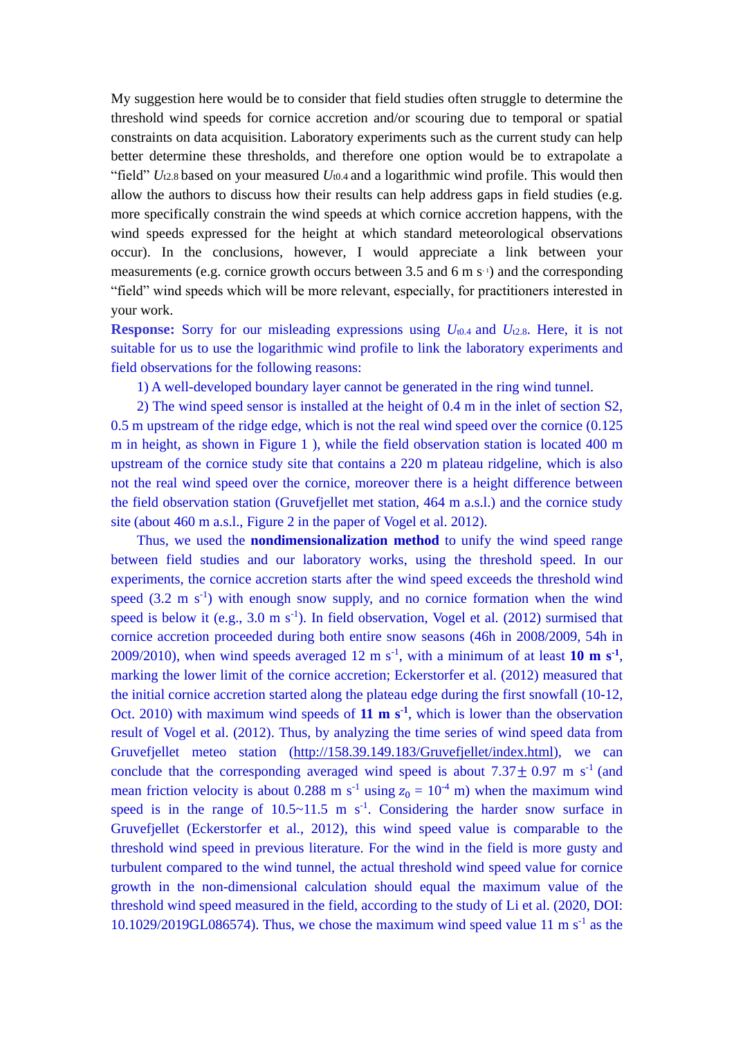My suggestion here would be to consider that field studies often struggle to determine the threshold wind speeds for cornice accretion and/or scouring due to temporal or spatial constraints on data acquisition. Laboratory experiments such as the current study can help better determine these thresholds, and therefore one option would be to extrapolate a "field" $U_{t2.8}$ based on your measured $U_{t0.4}$ and a logarithmic wind profile. This would then allow the authors to discuss how their results can help address gaps in field studies (e.g. more specifically constrain the wind speeds at which cornice accretion happens, with the wind speeds expressed for the height at which standard meteorological observations occur). In the conclusions, however, I would appreciate a link between your measurements (e.g. cornice growth occurs between 3.5 and 6 m s$^{-1}$) and the corresponding "field" wind speeds which will be more relevant, especially, for practitioners interested in your work.

**Response:** Sorry for our misleading expressions using $U_{t0.4}$ and $U_{t2.8}$. Here, it is not suitable for us to use the logarithmic wind profile to link the laboratory experiments and field observations for the following reasons:

1) A well-developed boundary layer cannot be generated in the ring wind tunnel.

2) The wind speed sensor is installed at the height of 0.4 m in the inlet of section S2, 0.5 m upstream of the ridge edge, which is not the real wind speed over the cornice (0.125 m in height, as shown in Figure 1 ), while the field observation station is located 400 m upstream of the cornice study site that contains a 220 m plateau ridgeline, which is also not the real wind speed over the cornice, moreover there is a height difference between the field observation station (Gruvefjellet met station, 464 m a.s.l.) and the cornice study site (about 460 m a.s.l., Figure 2 in the paper of Vogel et al. 2012).

Thus, we used the **nondimensionalization method** to unify the wind speed range between field studies and our laboratory works, using the threshold speed. In our experiments, the cornice accretion starts after the wind speed exceeds the threshold wind speed (3.2 m s$^{-1}$) with enough snow supply, and no cornice formation when the wind speed is below it (e.g., 3.0 m s$^{-1}$). In field observation, Vogel et al. (2012) surmised that cornice accretion proceeded during both entire snow seasons (46h in 2008/2009, 54h in 2009/2010), when wind speeds averaged 12 m s$^{-1}$, with a minimum of at least **10 m s$^{-1}$**, marking the lower limit of the cornice accretion; Eckerstorfer et al. (2012) measured that the initial cornice accretion started along the plateau edge during the first snowfall (10-12, Oct. 2010) with maximum wind speeds of **11 m s$^{-1}$**, which is lower than the observation result of Vogel et al. (2012). Thus, by analyzing the time series of wind speed data from Gruvefjellet meteo station (http://158.39.149.183/Gruvefjellet/index.html), we can conclude that the corresponding averaged wind speed is about 7.37$\pm$ 0.97 m s$^{-1}$ (and mean friction velocity is about 0.288 m s$^{-1}$ using $z_0 = 10^{-4}$ m) when the maximum wind speed is in the range of 10.5~11.5 m s$^{-1}$. Considering the harder snow surface in Gruvefjellet (Eckerstorfer et al., 2012), this wind speed value is comparable to the threshold wind speed in previous literature. For the wind in the field is more gusty and turbulent compared to the wind tunnel, the actual threshold wind speed value for cornice growth in the non-dimensional calculation should equal the maximum value of the threshold wind speed measured in the field, according to the study of Li et al. (2020, DOI: 10.1029/2019GL086574). Thus, we chose the maximum wind speed value 11 m s$^{-1}$ as the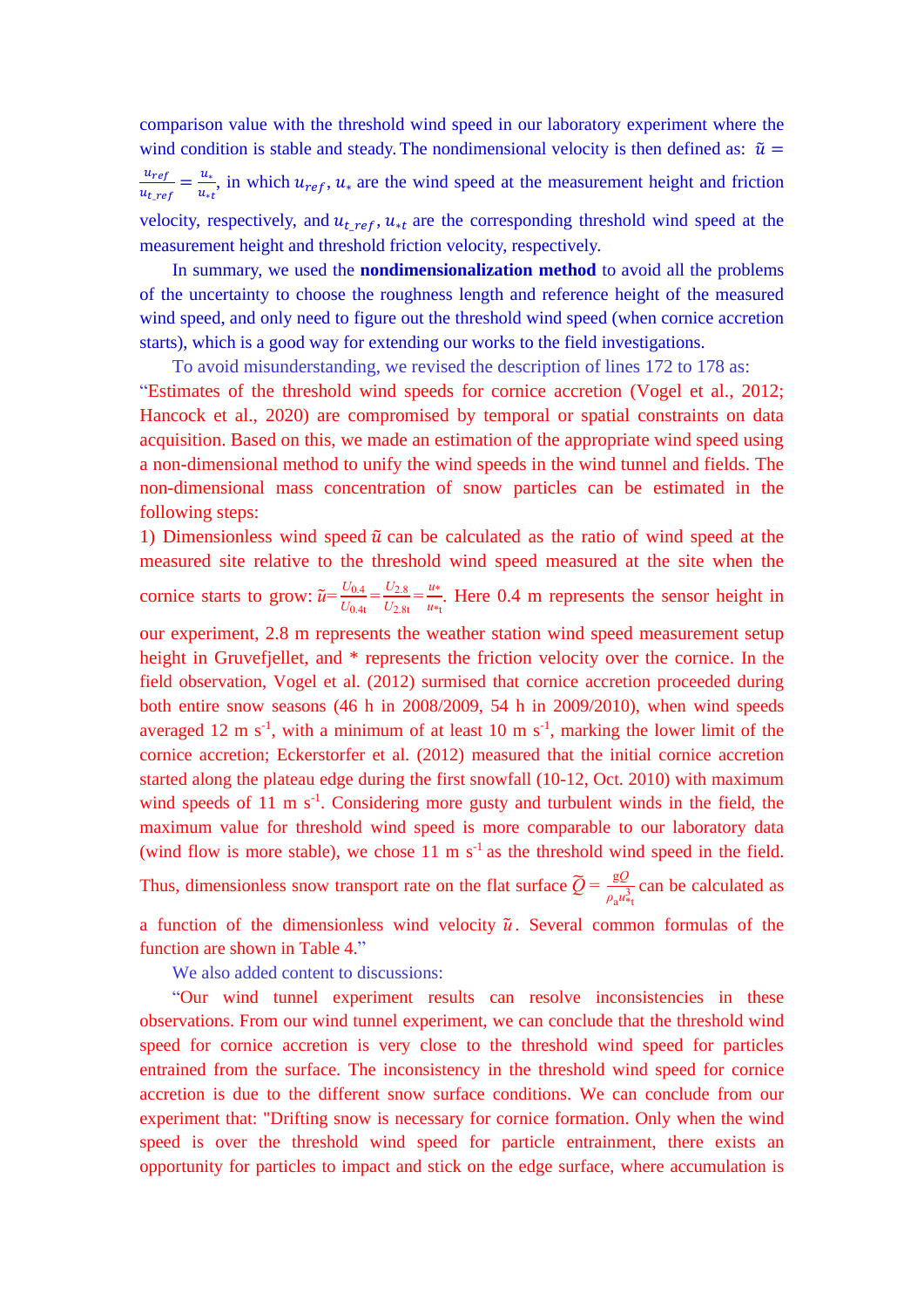comparison value with the threshold wind speed in our laboratory experiment where the wind condition is stable and steady. The nondimensional velocity is then defined as: $\tilde{u} = \frac{u_{ref}}{u_{t\_ref}} = \frac{u_*}{u_{*t}}$, in which $u_{ref}$, $u_*$ are the wind speed at the measurement height and friction velocity, respectively, and $u_{t\_ref}$, $u_{*t}$ are the corresponding threshold wind speed at the measurement height and threshold friction velocity, respectively.

In summary, we used the **nondimensionalization method** to avoid all the problems of the uncertainty to choose the roughness length and reference height of the measured wind speed, and only need to figure out the threshold wind speed (when cornice accretion starts), which is a good way for extending our works to the field investigations.

To avoid misunderstanding, we revised the description of lines 172 to 178 as:

"Estimates of the threshold wind speeds for cornice accretion (Vogel et al., 2012; Hancock et al., 2020) are compromised by temporal or spatial constraints on data acquisition. Based on this, we made an estimation of the appropriate wind speed using a non-dimensional method to unify the wind speeds in the wind tunnel and fields. The non-dimensional mass concentration of snow particles can be estimated in the following steps:

1) Dimensionless wind speed $\tilde{u}$ can be calculated as the ratio of wind speed at the measured site relative to the threshold wind speed measured at the site when the cornice starts to grow: $\tilde{u}=\frac{U_{0.4}}{U_{0.4t}}=\frac{U_{2.8}}{U_{2.8t}}=\frac{u_*}{u_{*t}}$. Here 0.4 m represents the sensor height in our experiment, 2.8 m represents the weather station wind speed measurement setup height in Gruvefjellet, and * represents the friction velocity over the cornice. In the field observation, Vogel et al. (2012) surmised that cornice accretion proceeded during both entire snow seasons (46 h in 2008/2009, 54 h in 2009/2010), when wind speeds averaged 12 m s$^{-1}$, with a minimum of at least 10 m s$^{-1}$, marking the lower limit of the cornice accretion; Eckerstorfer et al. (2012) measured that the initial cornice accretion started along the plateau edge during the first snowfall (10-12, Oct. 2010) with maximum wind speeds of 11 m s$^{-1}$. Considering more gusty and turbulent winds in the field, the maximum value for threshold wind speed is more comparable to our laboratory data (wind flow is more stable), we chose 11 m s$^{-1}$ as the threshold wind speed in the field. Thus, dimensionless snow transport rate on the flat surface $\widetilde{Q}=\frac{gQ}{\rho_a u_{*t}^3}$ can be calculated as a function of the dimensionless wind velocity $\tilde{u}$. Several common formulas of the function are shown in Table 4."

We also added content to discussions:

"Our wind tunnel experiment results can resolve inconsistencies in these observations. From our wind tunnel experiment, we can conclude that the threshold wind speed for cornice accretion is very close to the threshold wind speed for particles entrained from the surface. The inconsistency in the threshold wind speed for cornice accretion is due to the different snow surface conditions. We can conclude from our experiment that: "Drifting snow is necessary for cornice formation. Only when the wind speed is over the threshold wind speed for particle entrainment, there exists an opportunity for particles to impact and stick on the edge surface, where accumulation is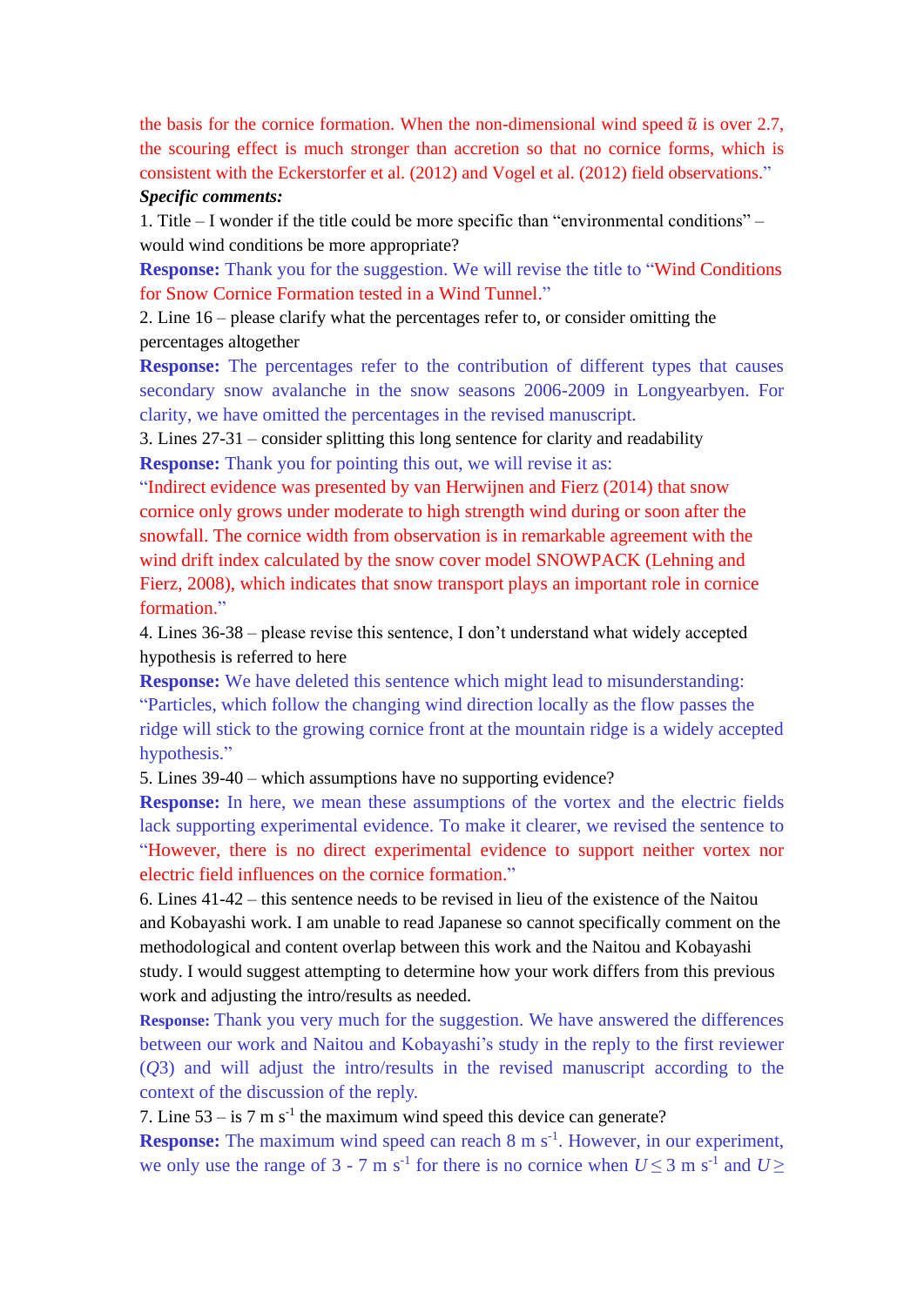the basis for the cornice formation. When the non-dimensional wind speed $\tilde{u}$ is over 2.7, the scouring effect is much stronger than accretion so that no cornice forms, which is consistent with the Eckerstorfer et al. (2012) and Vogel et al. (2012) field observations."

***Specific comments:***

1. Title – I wonder if the title could be more specific than "environmental conditions" – would wind conditions be more appropriate?

**Response:** Thank you for the suggestion. We will revise the title to "Wind Conditions for Snow Cornice Formation tested in a Wind Tunnel."

2. Line 16 – please clarify what the percentages refer to, or consider omitting the percentages altogether

**Response:** The percentages refer to the contribution of different types that causes secondary snow avalanche in the snow seasons 2006-2009 in Longyearbyen. For clarity, we have omitted the percentages in the revised manuscript.

3. Lines 27-31 – consider splitting this long sentence for clarity and readability

**Response:** Thank you for pointing this out, we will revise it as:

"Indirect evidence was presented by van Herwijnen and Fierz (2014) that snow cornice only grows under moderate to high strength wind during or soon after the snowfall. The cornice width from observation is in remarkable agreement with the wind drift index calculated by the snow cover model SNOWPACK (Lehning and Fierz, 2008), which indicates that snow transport plays an important role in cornice formation."

4. Lines 36-38 – please revise this sentence, I don't understand what widely accepted hypothesis is referred to here

**Response:** We have deleted this sentence which might lead to misunderstanding: "Particles, which follow the changing wind direction locally as the flow passes the ridge will stick to the growing cornice front at the mountain ridge is a widely accepted hypothesis."

5. Lines 39-40 – which assumptions have no supporting evidence?

**Response:** In here, we mean these assumptions of the vortex and the electric fields lack supporting experimental evidence. To make it clearer, we revised the sentence to "However, there is no direct experimental evidence to support neither vortex nor electric field influences on the cornice formation."

6. Lines 41-42 – this sentence needs to be revised in lieu of the existence of the Naitou and Kobayashi work. I am unable to read Japanese so cannot specifically comment on the methodological and content overlap between this work and the Naitou and Kobayashi study. I would suggest attempting to determine how your work differs from this previous work and adjusting the intro/results as needed.

**Response:** Thank you very much for the suggestion. We have answered the differences between our work and Naitou and Kobayashi's study in the reply to the first reviewer (*Q*3) and will adjust the intro/results in the revised manuscript according to the context of the discussion of the reply.

7. Line 53 – is 7 m s$^{-1}$ the maximum wind speed this device can generate?

**Response:** The maximum wind speed can reach 8 m s$^{-1}$. However, in our experiment, we only use the range of 3 - 7 m s$^{-1}$ for there is no cornice when $U \leq 3$ m s$^{-1}$ and $U \geq$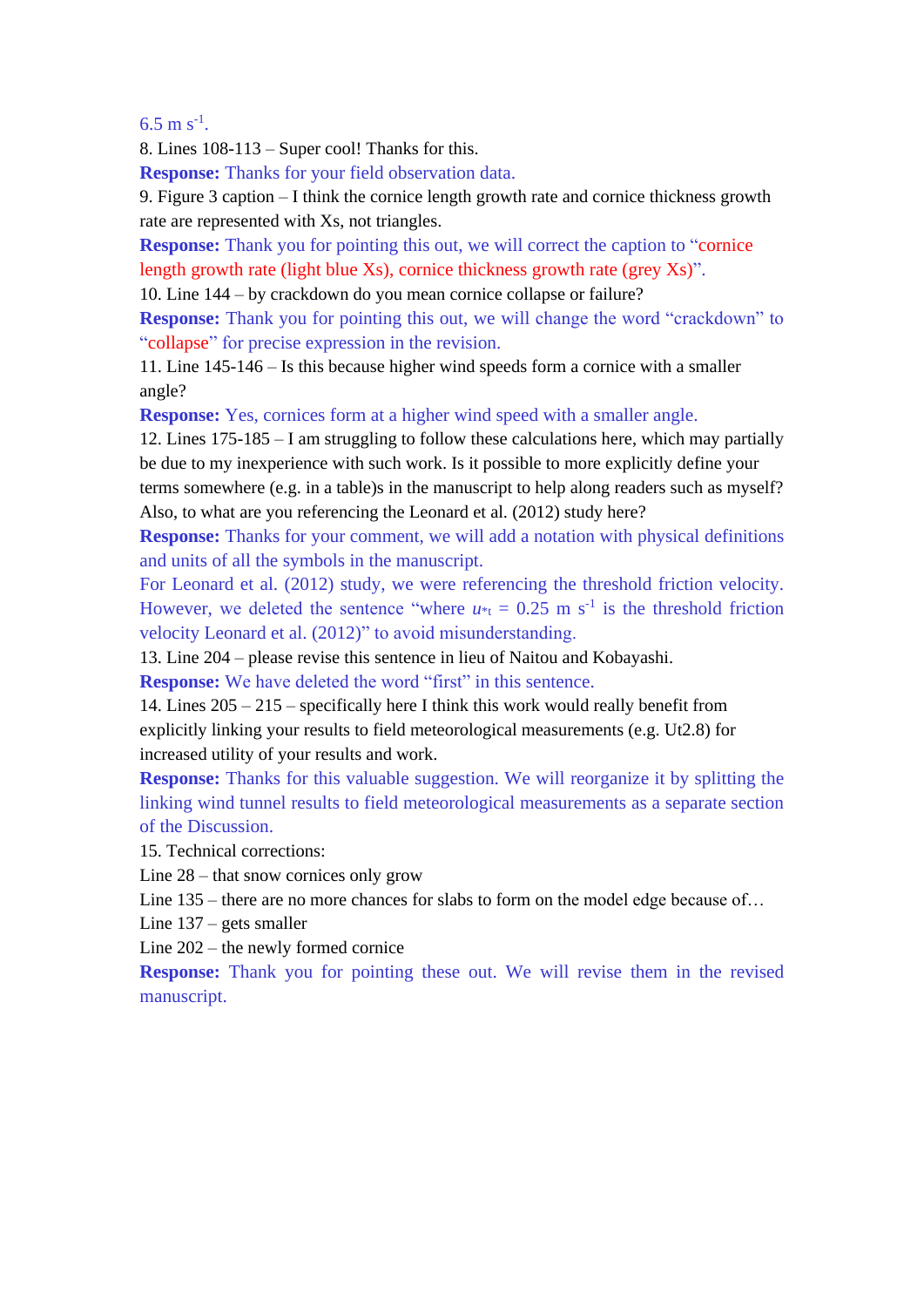6.5 m $s^{-1}$.

8. Lines 108-113 – Super cool! Thanks for this.

**Response:** Thanks for your field observation data.

9. Figure 3 caption – I think the cornice length growth rate and cornice thickness growth rate are represented with Xs, not triangles.

**Response:** Thank you for pointing this out, we will correct the caption to "cornice length growth rate (light blue Xs), cornice thickness growth rate (grey Xs)".

10. Line 144 – by crackdown do you mean cornice collapse or failure?

**Response:** Thank you for pointing this out, we will change the word "crackdown" to "collapse" for precise expression in the revision.

11. Line 145-146 – Is this because higher wind speeds form a cornice with a smaller angle?

**Response:** Yes, cornices form at a higher wind speed with a smaller angle.

12. Lines 175-185 – I am struggling to follow these calculations here, which may partially be due to my inexperience with such work. Is it possible to more explicitly define your terms somewhere (e.g. in a table)s in the manuscript to help along readers such as myself? Also, to what are you referencing the Leonard et al. (2012) study here?

**Response:** Thanks for your comment, we will add a notation with physical definitions and units of all the symbols in the manuscript.

For Leonard et al. (2012) study, we were referencing the threshold friction velocity. However, we deleted the sentence "where $u_{*t}$ = 0.25 m $s^{-1}$ is the threshold friction velocity Leonard et al. (2012)" to avoid misunderstanding.

13. Line 204 – please revise this sentence in lieu of Naitou and Kobayashi.

**Response:** We have deleted the word "first" in this sentence.

14. Lines 205 – 215 – specifically here I think this work would really benefit from explicitly linking your results to field meteorological measurements (e.g. Ut2.8) for increased utility of your results and work.

**Response:** Thanks for this valuable suggestion. We will reorganize it by splitting the linking wind tunnel results to field meteorological measurements as a separate section of the Discussion.

15. Technical corrections:

Line 28 – that snow cornices only grow

Line 135 – there are no more chances for slabs to form on the model edge because of…

Line 137 – gets smaller

Line 202 – the newly formed cornice

**Response:** Thank you for pointing these out. We will revise them in the revised manuscript.